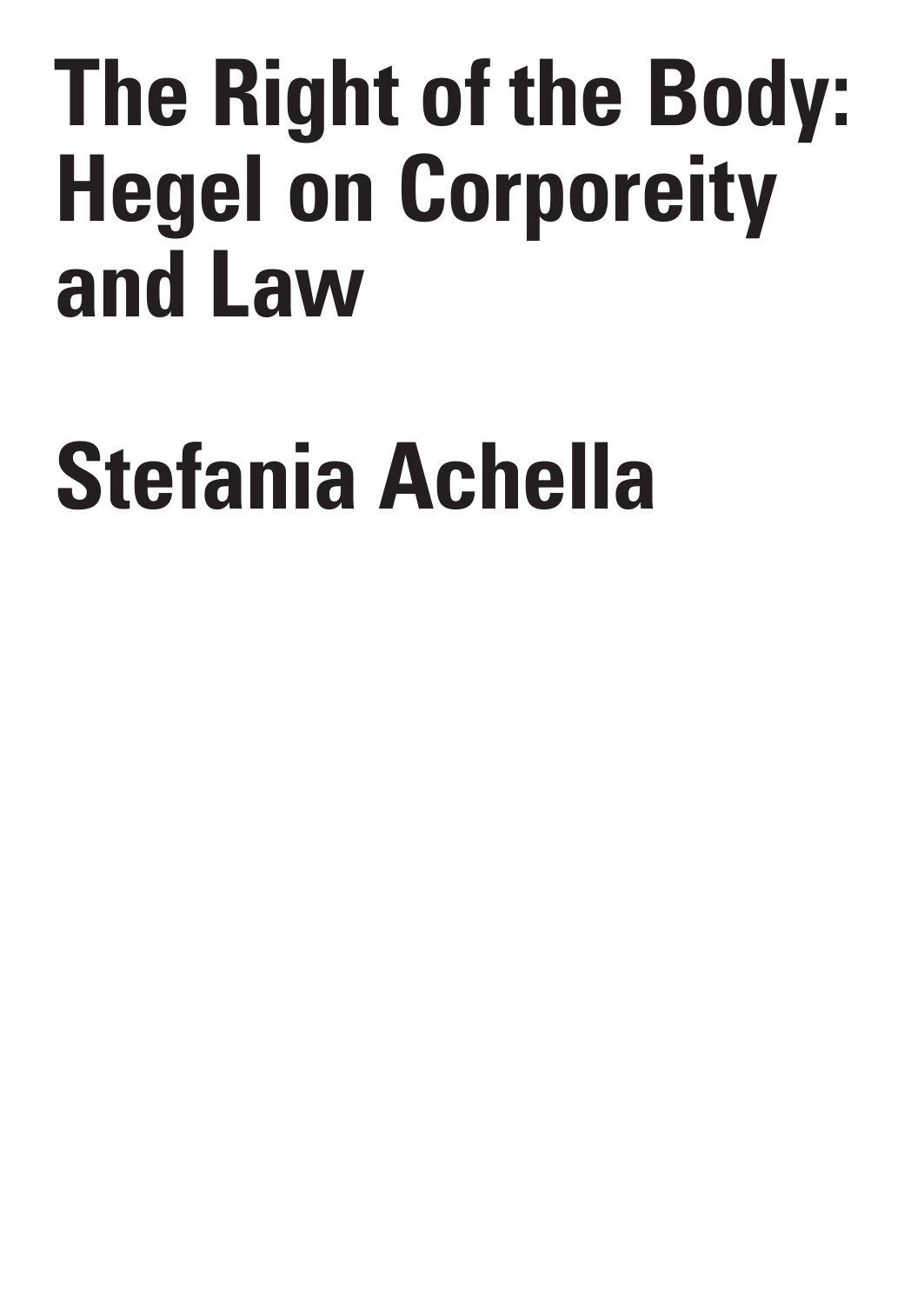# The Right of the Body: Hegel on Corporeity and Law

## Stefania Achella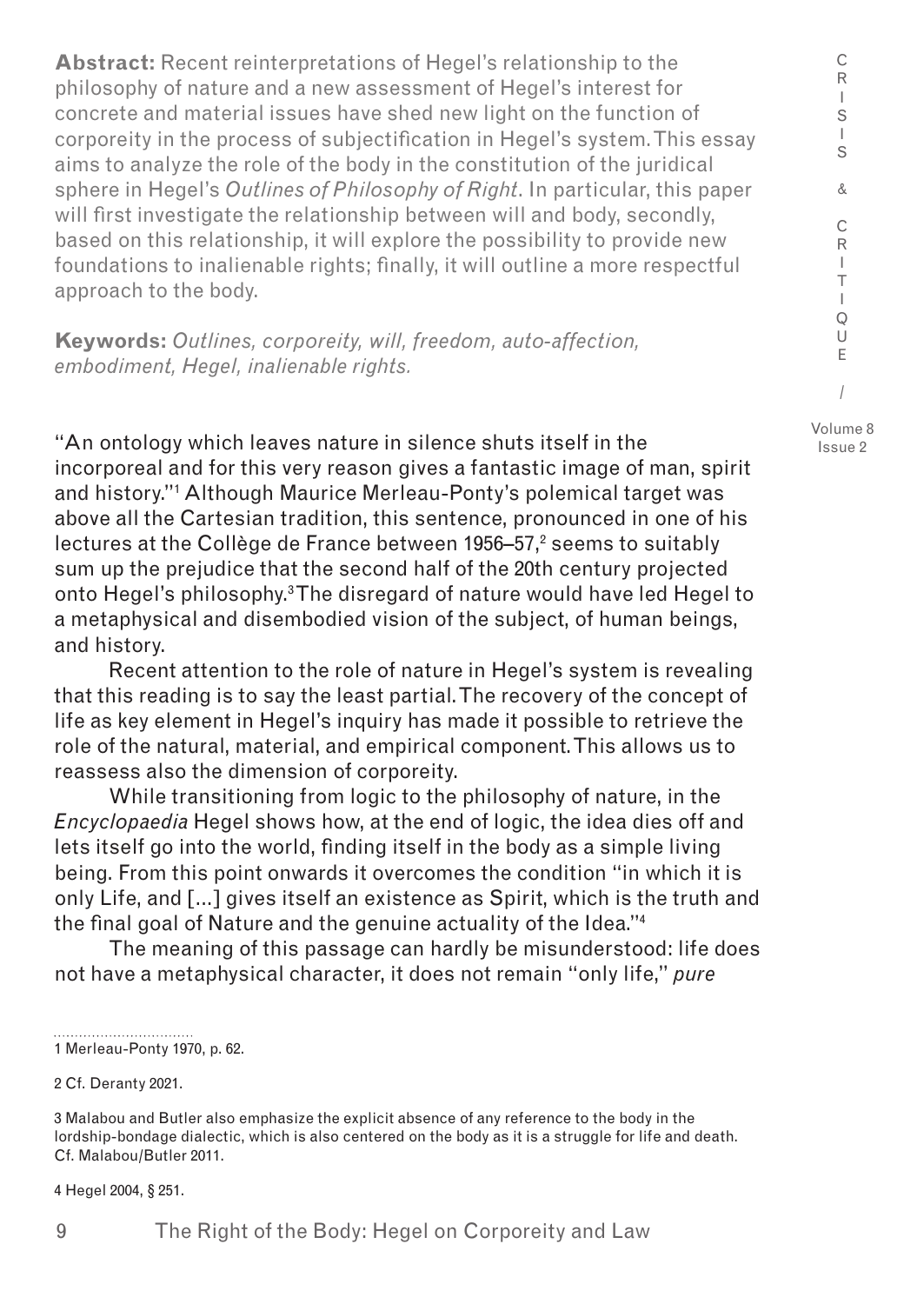**Abstract:** Recent reinterpretations of Hegel's relationship to the philosophy of nature and a new assessment of Hegel's interest for concrete and material issues have shed new light on the function of corporeity in the process of subjectification in Hegel's system. This essay aims to analyze the role of the body in the constitution of the juridical sphere in Hegel's *Outlines of Philosophy of Right*. In particular, this paper will first investigate the relationship between will and body, secondly, based on this relationship, it will explore the possibility to provide new foundations to inalienable rights; finally, it will outline a more respectful approach to the body.

**Keywords:** *Outlines, corporeity, will, freedom, auto-affection, embodiment, Hegel, inalienable rights.*

"An ontology which leaves nature in silence shuts itself in the incorporeal and for this very reason gives a fantastic image of man, spirit and history."[1] Although Maurice Merleau-Ponty's polemical target was above all the Cartesian tradition, this sentence, pronounced in one of his lectures at the Collège de France between 1956–57,[2] seems to suitably sum up the prejudice that the second half of the 20th century projected onto Hegel's philosophy.[3] The disregard of nature would have led Hegel to a metaphysical and disembodied vision of the subject, of human beings, and history.

Recent attention to the role of nature in Hegel's system is revealing that this reading is to say the least partial. The recovery of the concept of life as key element in Hegel's inquiry has made it possible to retrieve the role of the natural, material, and empirical component. This allows us to reassess also the dimension of corporeity.

While transitioning from logic to the philosophy of nature, in the *Encyclopaedia* Hegel shows how, at the end of logic, the idea dies off and lets itself go into the world, finding itself in the body as a simple living being. From this point onwards it overcomes the condition "in which it is only Life, and [...] gives itself an existence as Spirit, which is the truth and the final goal of Nature and the genuine actuality of the Idea."[4]

The meaning of this passage can hardly be misunderstood: life does not have a metaphysical character, it does not remain "only life," *pure*

1 Merleau-Ponty 1970, p. 62.

2 Cf. Deranty 2021.

3 Malabou and Butler also emphasize the explicit absence of any reference to the body in the lordship-bondage dialectic, which is also centered on the body as it is a struggle for life and death. Cf. Malabou/Butler 2011.

4 Hegel 2004, § 251.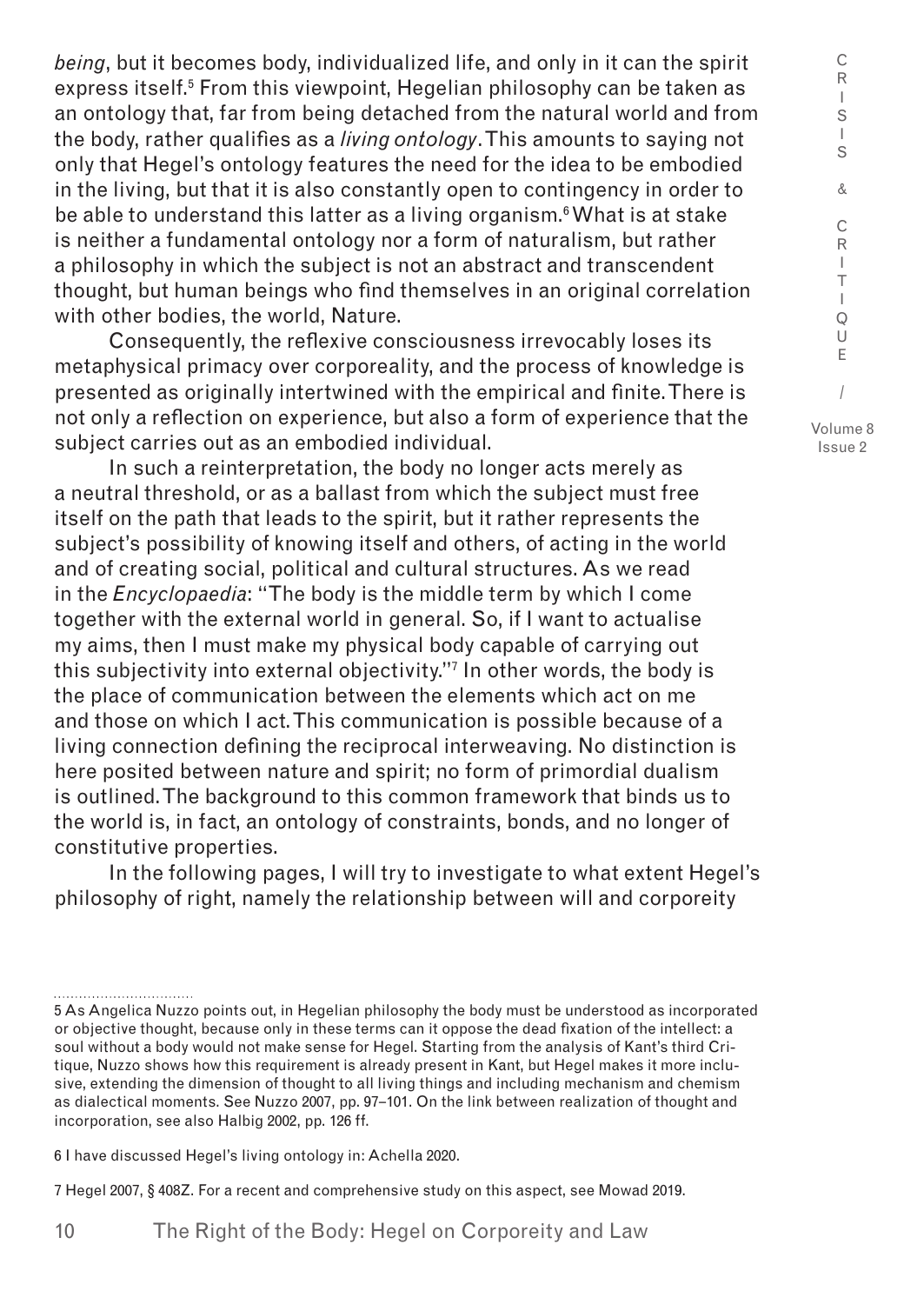*being*, but it becomes body, individualized life, and only in it can the spirit express itself.[5] From this viewpoint, Hegelian philosophy can be taken as an ontology that, far from being detached from the natural world and from the body, rather qualifies as a *living ontology*. This amounts to saying not only that Hegel's ontology features the need for the idea to be embodied in the living, but that it is also constantly open to contingency in order to be able to understand this latter as a living organism.[6] What is at stake is neither a fundamental ontology nor a form of naturalism, but rather a philosophy in which the subject is not an abstract and transcendent thought, but human beings who find themselves in an original correlation with other bodies, the world, Nature.

Consequently, the reflexive consciousness irrevocably loses its metaphysical primacy over corporeality, and the process of knowledge is presented as originally intertwined with the empirical and finite. There is not only a reflection on experience, but also a form of experience that the subject carries out as an embodied individual.

In such a reinterpretation, the body no longer acts merely as a neutral threshold, or as a ballast from which the subject must free itself on the path that leads to the spirit, but it rather represents the subject's possibility of knowing itself and others, of acting in the world and of creating social, political and cultural structures. As we read in the *Encyclopaedia*: "The body is the middle term by which I come together with the external world in general. So, if I want to actualise my aims, then I must make my physical body capable of carrying out this subjectivity into external objectivity."[7] In other words, the body is the place of communication between the elements which act on me and those on which I act. This communication is possible because of a living connection defining the reciprocal interweaving. No distinction is here posited between nature and spirit; no form of primordial dualism is outlined. The background to this common framework that binds us to the world is, in fact, an ontology of constraints, bonds, and no longer of constitutive properties.

In the following pages, I will try to investigate to what extent Hegel's philosophy of right, namely the relationship between will and corporeity

---

5 As Angelica Nuzzo points out, in Hegelian philosophy the body must be understood as incorporated or objective thought, because only in these terms can it oppose the dead fixation of the intellect: a soul without a body would not make sense for Hegel. Starting from the analysis of Kant's third Critique, Nuzzo shows how this requirement is already present in Kant, but Hegel makes it more inclusive, extending the dimension of thought to all living things and including mechanism and chemism as dialectical moments. See Nuzzo 2007, pp. 97–101. On the link between realization of thought and incorporation, see also Halbig 2002, pp. 126 ff.

6 I have discussed Hegel's living ontology in: Achella 2020.

7 Hegel 2007, § 408Z. For a recent and comprehensive study on this aspect, see Mowad 2019.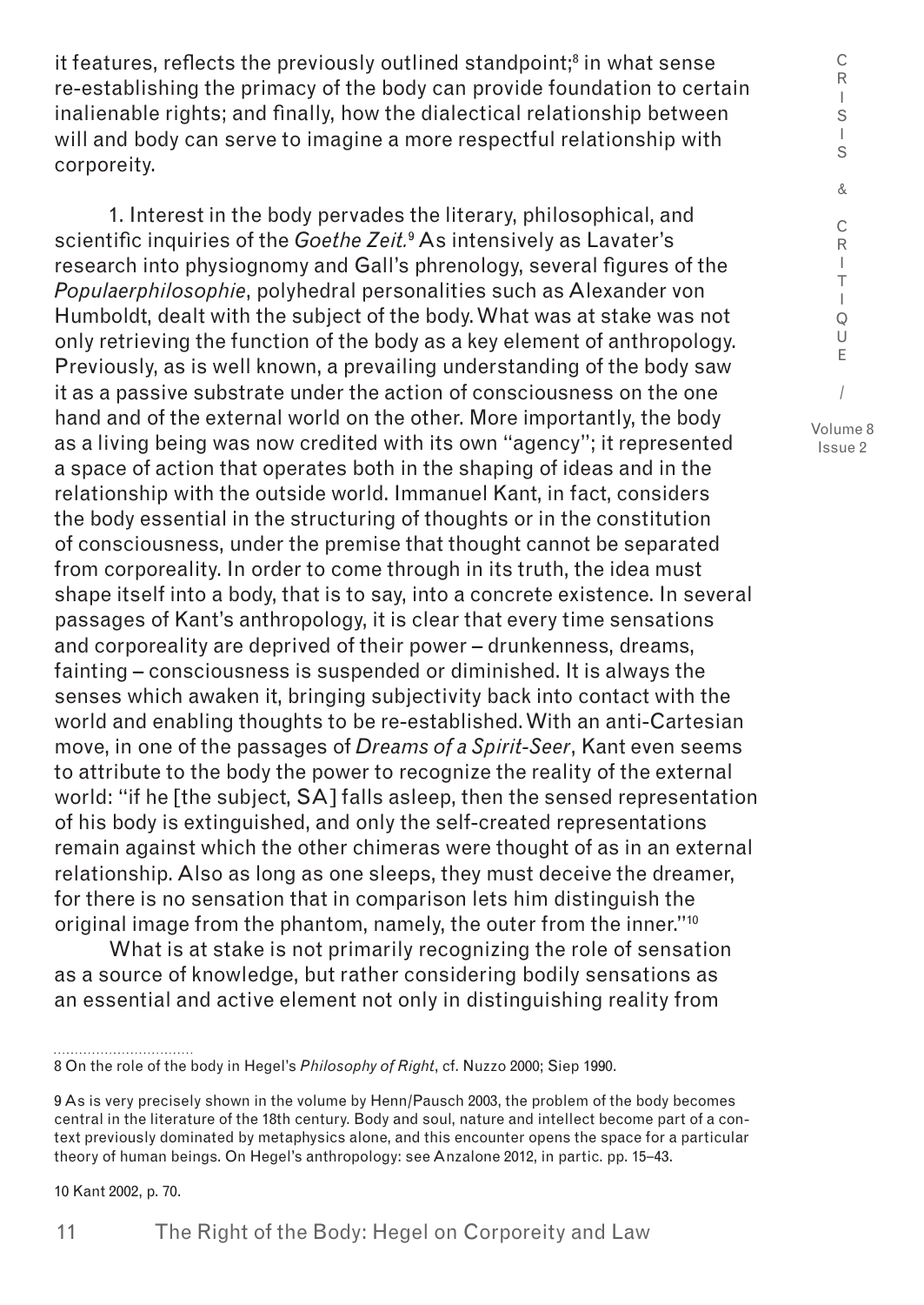it features, reflects the previously outlined standpoint;[8] in what sense re-establishing the primacy of the body can provide foundation to certain inalienable rights; and finally, how the dialectical relationship between will and body can serve to imagine a more respectful relationship with corporeity.

1. Interest in the body pervades the literary, philosophical, and scientific inquiries of the *Goethe Zeit.*[9] As intensively as Lavater's research into physiognomy and Gall's phrenology, several figures of the *Populaerphilosophie*, polyhedral personalities such as Alexander von Humboldt, dealt with the subject of the body. What was at stake was not only retrieving the function of the body as a key element of anthropology. Previously, as is well known, a prevailing understanding of the body saw it as a passive substrate under the action of consciousness on the one hand and of the external world on the other. More importantly, the body as a living being was now credited with its own "agency"; it represented a space of action that operates both in the shaping of ideas and in the relationship with the outside world. Immanuel Kant, in fact, considers the body essential in the structuring of thoughts or in the constitution of consciousness, under the premise that thought cannot be separated from corporeality. In order to come through in its truth, the idea must shape itself into a body, that is to say, into a concrete existence. In several passages of Kant's anthropology, it is clear that every time sensations and corporeality are deprived of their power – drunkenness, dreams, fainting – consciousness is suspended or diminished. It is always the senses which awaken it, bringing subjectivity back into contact with the world and enabling thoughts to be re-established. With an anti-Cartesian move, in one of the passages of *Dreams of a Spirit-Seer*, Kant even seems to attribute to the body the power to recognize the reality of the external world: "if he [the subject, SA] falls asleep, then the sensed representation of his body is extinguished, and only the self-created representations remain against which the other chimeras were thought of as in an external relationship. Also as long as one sleeps, they must deceive the dreamer, for there is no sensation that in comparison lets him distinguish the original image from the phantom, namely, the outer from the inner."[10]

What is at stake is not primarily recognizing the role of sensation as a source of knowledge, but rather considering bodily sensations as an essential and active element not only in distinguishing reality from

8 On the role of the body in Hegel's *Philosophy of Right*, cf. Nuzzo 2000; Siep 1990.

9 As is very precisely shown in the volume by Henn/Pausch 2003, the problem of the body becomes central in the literature of the 18th century. Body and soul, nature and intellect become part of a context previously dominated by metaphysics alone, and this encounter opens the space for a particular theory of human beings. On Hegel's anthropology: see Anzalone 2012, in partic. pp. 15–43.

10 Kant 2002, p. 70.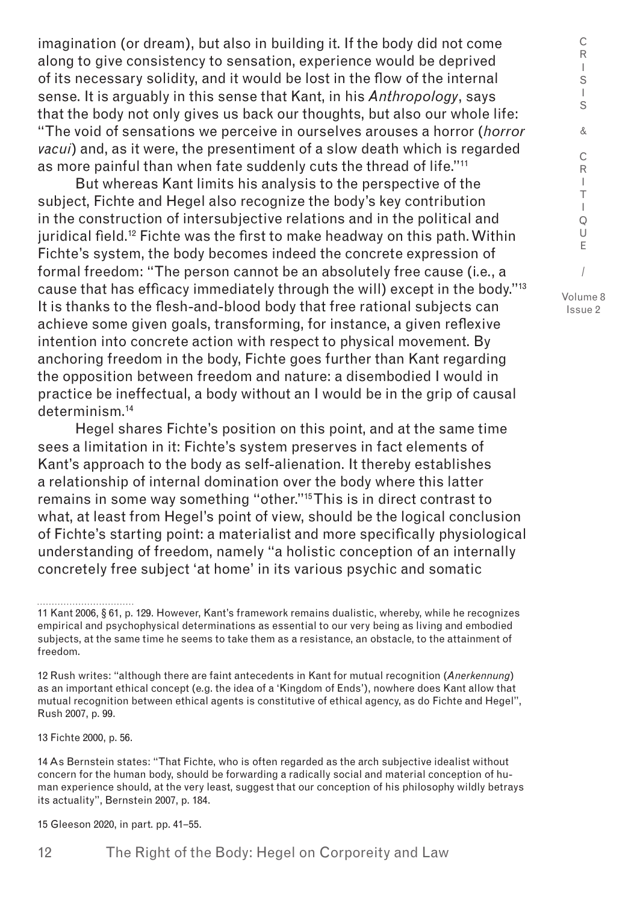imagination (or dream), but also in building it. If the body did not come along to give consistency to sensation, experience would be deprived of its necessary solidity, and it would be lost in the flow of the internal sense. It is arguably in this sense that Kant, in his *Anthropology*, says that the body not only gives us back our thoughts, but also our whole life: "The void of sensations we perceive in ourselves arouses a horror (*horror vacui*) and, as it were, the presentiment of a slow death which is regarded as more painful than when fate suddenly cuts the thread of life."[11]

But whereas Kant limits his analysis to the perspective of the subject, Fichte and Hegel also recognize the body's key contribution in the construction of intersubjective relations and in the political and juridical field.[12] Fichte was the first to make headway on this path. Within Fichte's system, the body becomes indeed the concrete expression of formal freedom: "The person cannot be an absolutely free cause (i.e., a cause that has efficacy immediately through the will) except in the body."[13] It is thanks to the flesh-and-blood body that free rational subjects can achieve some given goals, transforming, for instance, a given reflexive intention into concrete action with respect to physical movement. By anchoring freedom in the body, Fichte goes further than Kant regarding the opposition between freedom and nature: a disembodied I would in practice be ineffectual, a body without an I would be in the grip of causal determinism.[14]

Hegel shares Fichte's position on this point, and at the same time sees a limitation in it: Fichte's system preserves in fact elements of Kant's approach to the body as self-alienation. It thereby establishes a relationship of internal domination over the body where this latter remains in some way something "other."[15] This is in direct contrast to what, at least from Hegel's point of view, should be the logical conclusion of Fichte's starting point: a materialist and more specifically physiological understanding of freedom, namely "a holistic conception of an internally concretely free subject 'at home' in its various psychic and somatic

---

11 Kant 2006, § 61, p. 129. However, Kant's framework remains dualistic, whereby, while he recognizes empirical and psychophysical determinations as essential to our very being as living and embodied subjects, at the same time he seems to take them as a resistance, an obstacle, to the attainment of freedom.

12 Rush writes: "although there are faint antecedents in Kant for mutual recognition (*Anerkennung*) as an important ethical concept (e.g. the idea of a 'Kingdom of Ends'), nowhere does Kant allow that mutual recognition between ethical agents is constitutive of ethical agency, as do Fichte and Hegel", Rush 2007, p. 99.

13 Fichte 2000, p. 56.

14 As Bernstein states: "That Fichte, who is often regarded as the arch subjective idealist without concern for the human body, should be forwarding a radically social and material conception of human experience should, at the very least, suggest that our conception of his philosophy wildly betrays its actuality", Bernstein 2007, p. 184.

15 Gleeson 2020, in part. pp. 41–55.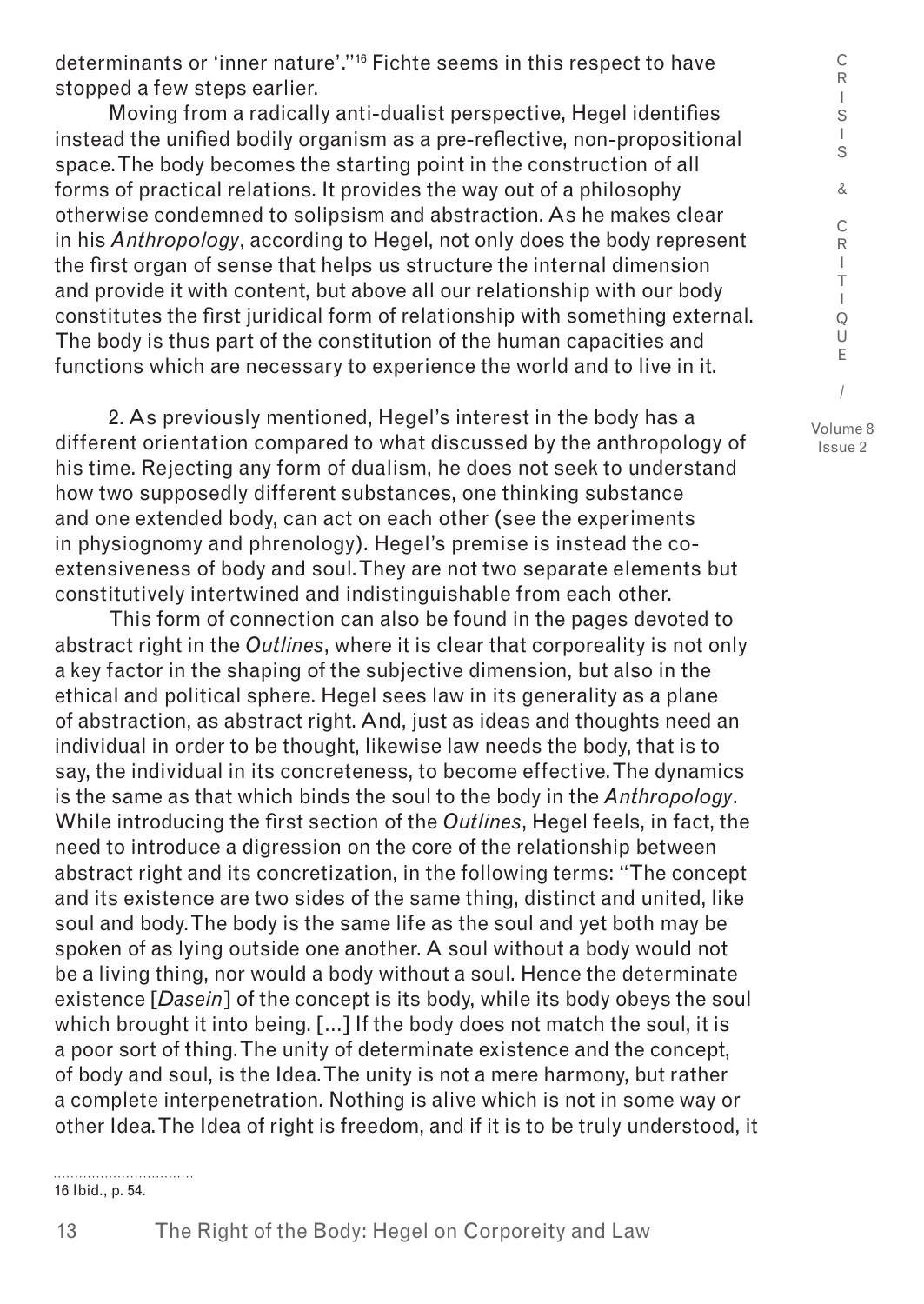determinants or 'inner nature'."[16] Fichte seems in this respect to have stopped a few steps earlier.

Moving from a radically anti-dualist perspective, Hegel identifies instead the unified bodily organism as a pre-reflective, non-propositional space. The body becomes the starting point in the construction of all forms of practical relations. It provides the way out of a philosophy otherwise condemned to solipsism and abstraction. As he makes clear in his *Anthropology*, according to Hegel, not only does the body represent the first organ of sense that helps us structure the internal dimension and provide it with content, but above all our relationship with our body constitutes the first juridical form of relationship with something external. The body is thus part of the constitution of the human capacities and functions which are necessary to experience the world and to live in it.

2. As previously mentioned, Hegel's interest in the body has a different orientation compared to what discussed by the anthropology of his time. Rejecting any form of dualism, he does not seek to understand how two supposedly different substances, one thinking substance and one extended body, can act on each other (see the experiments in physiognomy and phrenology). Hegel's premise is instead the co-extensiveness of body and soul. They are not two separate elements but constitutively intertwined and indistinguishable from each other.

This form of connection can also be found in the pages devoted to abstract right in the *Outlines*, where it is clear that corporeality is not only a key factor in the shaping of the subjective dimension, but also in the ethical and political sphere. Hegel sees law in its generality as a plane of abstraction, as abstract right. And, just as ideas and thoughts need an individual in order to be thought, likewise law needs the body, that is to say, the individual in its concreteness, to become effective. The dynamics is the same as that which binds the soul to the body in the *Anthropology*. While introducing the first section of the *Outlines*, Hegel feels, in fact, the need to introduce a digression on the core of the relationship between abstract right and its concretization, in the following terms: "The concept and its existence are two sides of the same thing, distinct and united, like soul and body. The body is the same life as the soul and yet both may be spoken of as lying outside one another. A soul without a body would not be a living thing, nor would a body without a soul. Hence the determinate existence [*Dasein*] of the concept is its body, while its body obeys the soul which brought it into being. [...] If the body does not match the soul, it is a poor sort of thing. The unity of determinate existence and the concept, of body and soul, is the Idea. The unity is not a mere harmony, but rather a complete interpenetration. Nothing is alive which is not in some way or other Idea. The Idea of right is freedom, and if it is to be truly understood, it

16 Ibid., p. 54.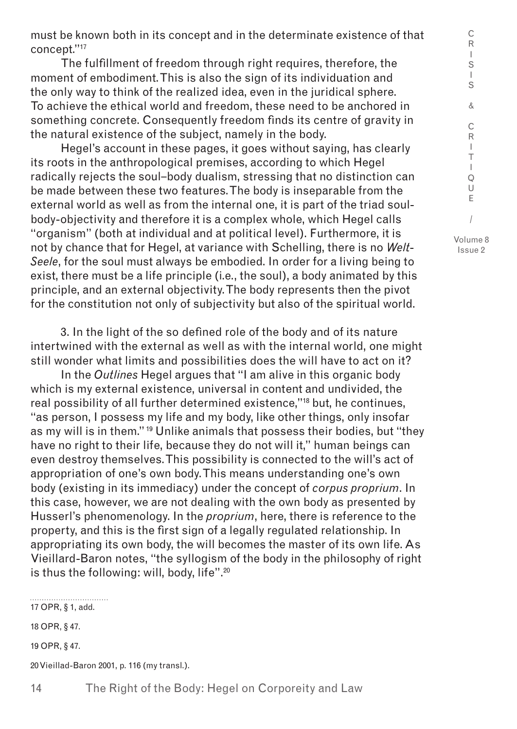must be known both in its concept and in the determinate existence of that concept."[17]

The fulfillment of freedom through right requires, therefore, the moment of embodiment. This is also the sign of its individuation and the only way to think of the realized idea, even in the juridical sphere. To achieve the ethical world and freedom, these need to be anchored in something concrete. Consequently freedom finds its centre of gravity in the natural existence of the subject, namely in the body.

Hegel's account in these pages, it goes without saying, has clearly its roots in the anthropological premises, according to which Hegel radically rejects the soul–body dualism, stressing that no distinction can be made between these two features. The body is inseparable from the external world as well as from the internal one, it is part of the triad soul-body-objectivity and therefore it is a complex whole, which Hegel calls "organism" (both at individual and at political level). Furthermore, it is not by chance that for Hegel, at variance with Schelling, there is no *Welt-Seele*, for the soul must always be embodied. In order for a living being to exist, there must be a life principle (i.e., the soul), a body animated by this principle, and an external objectivity. The body represents then the pivot for the constitution not only of subjectivity but also of the spiritual world.

3. In the light of the so defined role of the body and of its nature intertwined with the external as well as with the internal world, one might still wonder what limits and possibilities does the will have to act on it?

In the *Outlines* Hegel argues that "I am alive in this organic body which is my external existence, universal in content and undivided, the real possibility of all further determined existence,"[18] but, he continues, "as person, I possess my life and my body, like other things, only insofar as my will is in them."[19] Unlike animals that possess their bodies, but "they have no right to their life, because they do not will it," human beings can even destroy themselves. This possibility is connected to the will's act of appropriation of one's own body. This means understanding one's own body (existing in its immediacy) under the concept of *corpus proprium*. In this case, however, we are not dealing with the own body as presented by Husserl's phenomenology. In the *proprium*, here, there is reference to the property, and this is the first sign of a legally regulated relationship. In appropriating its own body, the will becomes the master of its own life. As Vieillard-Baron notes, "the syllogism of the body in the philosophy of right is thus the following: will, body, life".[20]

17 OPR, § 1, add.

18 OPR, § 47.

19 OPR, § 47.

20 Vieillad-Baron 2001, p. 116 (my transl.).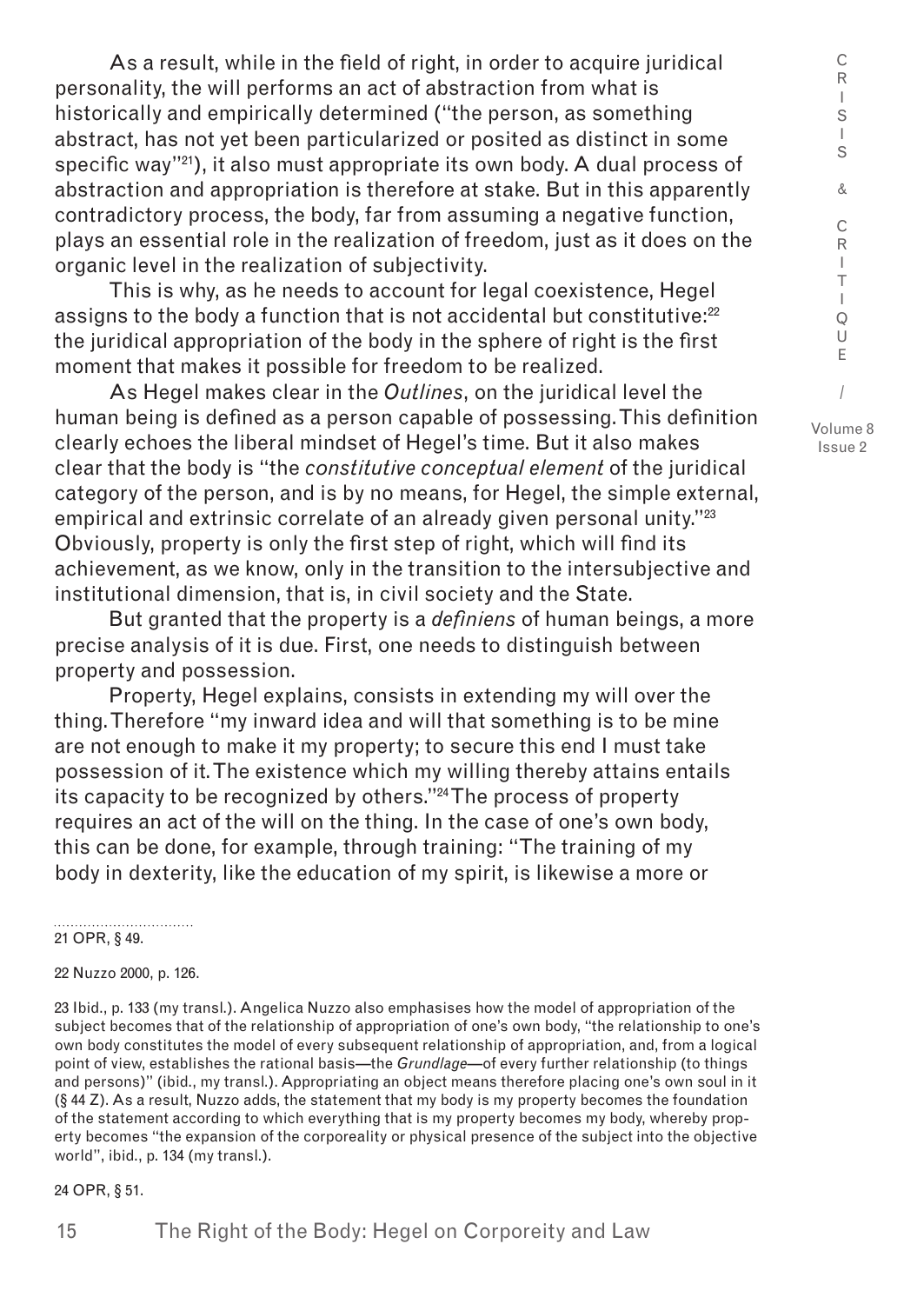As a result, while in the field of right, in order to acquire juridical personality, the will performs an act of abstraction from what is historically and empirically determined ("the person, as something abstract, has not yet been particularized or posited as distinct in some specific way"[21]), it also must appropriate its own body. A dual process of abstraction and appropriation is therefore at stake. But in this apparently contradictory process, the body, far from assuming a negative function, plays an essential role in the realization of freedom, just as it does on the organic level in the realization of subjectivity.

This is why, as he needs to account for legal coexistence, Hegel assigns to the body a function that is not accidental but constitutive:[22] the juridical appropriation of the body in the sphere of right is the first moment that makes it possible for freedom to be realized.

As Hegel makes clear in the *Outlines*, on the juridical level the human being is defined as a person capable of possessing. This definition clearly echoes the liberal mindset of Hegel's time. But it also makes clear that the body is "the *constitutive conceptual element* of the juridical category of the person, and is by no means, for Hegel, the simple external, empirical and extrinsic correlate of an already given personal unity."[23] Obviously, property is only the first step of right, which will find its achievement, as we know, only in the transition to the intersubjective and institutional dimension, that is, in civil society and the State.

But granted that the property is a *definiens* of human beings, a more precise analysis of it is due. First, one needs to distinguish between property and possession.

Property, Hegel explains, consists in extending my will over the thing. Therefore "my inward idea and will that something is to be mine are not enough to make it my property; to secure this end I must take possession of it. The existence which my willing thereby attains entails its capacity to be recognized by others."[24] The process of property requires an act of the will on the thing. In the case of one's own body, this can be done, for example, through training: "The training of my body in dexterity, like the education of my spirit, is likewise a more or

---

21 OPR, § 49.

22 Nuzzo 2000, p. 126.

23 Ibid., p. 133 (my transl.). Angelica Nuzzo also emphasises how the model of appropriation of the subject becomes that of the relationship of appropriation of one's own body, "the relationship to one's own body constitutes the model of every subsequent relationship of appropriation, and, from a logical point of view, establishes the rational basis—the *Grundlage*—of every further relationship (to things and persons)" (ibid., my transl.). Appropriating an object means therefore placing one's own soul in it (§ 44 Z). As a result, Nuzzo adds, the statement that my body is my property becomes the foundation of the statement according to which everything that is my property becomes my body, whereby property becomes "the expansion of the corporeality or physical presence of the subject into the objective world", ibid., p. 134 (my transl.).

24 OPR, § 51.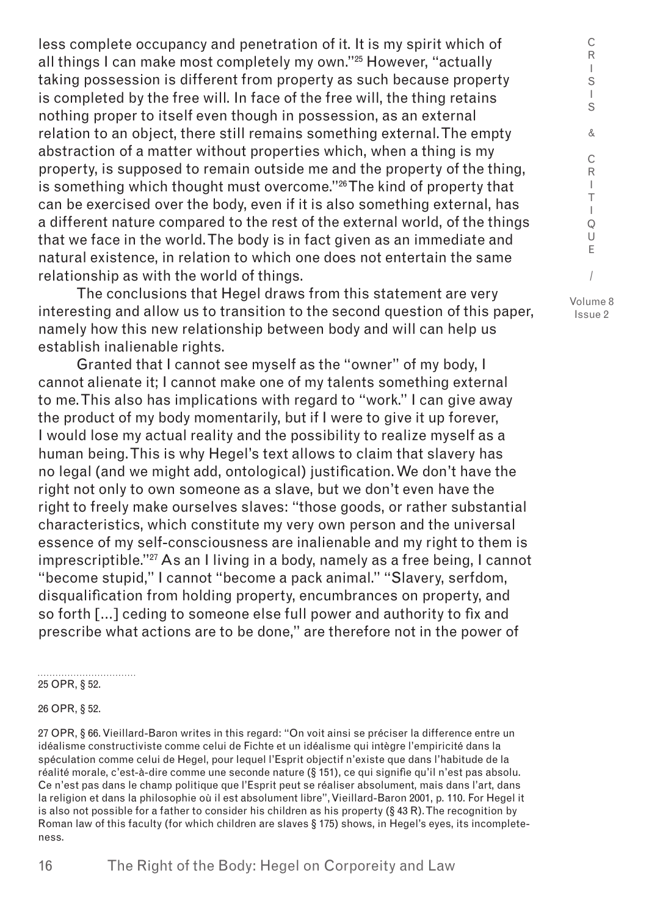less complete occupancy and penetration of it. It is my spirit which of all things I can make most completely my own."[25] However, "actually taking possession is different from property as such because property is completed by the free will. In face of the free will, the thing retains nothing proper to itself even though in possession, as an external relation to an object, there still remains something external. The empty abstraction of a matter without properties which, when a thing is my property, is supposed to remain outside me and the property of the thing, is something which thought must overcome."[26] The kind of property that can be exercised over the body, even if it is also something external, has a different nature compared to the rest of the external world, of the things that we face in the world. The body is in fact given as an immediate and natural existence, in relation to which one does not entertain the same relationship as with the world of things.

The conclusions that Hegel draws from this statement are very interesting and allow us to transition to the second question of this paper, namely how this new relationship between body and will can help us establish inalienable rights.

Granted that I cannot see myself as the "owner" of my body, I cannot alienate it; I cannot make one of my talents something external to me. This also has implications with regard to "work." I can give away the product of my body momentarily, but if I were to give it up forever, I would lose my actual reality and the possibility to realize myself as a human being. This is why Hegel's text allows to claim that slavery has no legal (and we might add, ontological) justification. We don't have the right not only to own someone as a slave, but we don't even have the right to freely make ourselves slaves: "those goods, or rather substantial characteristics, which constitute my very own person and the universal essence of my self-consciousness are inalienable and my right to them is imprescriptible."[27] As an I living in a body, namely as a free being, I cannot "become stupid," I cannot "become a pack animal." "Slavery, serfdom, disqualification from holding property, encumbrances on property, and so forth [...] ceding to someone else full power and authority to fix and prescribe what actions are to be done," are therefore not in the power of

---

25 OPR, § 52.

26 OPR, § 52.

27 OPR, § 66. Vieillard-Baron writes in this regard: "On voit ainsi se préciser la difference entre un idéalisme constructiviste comme celui de Fichte et un idéalisme qui intègre l'empiricité dans la spéculation comme celui de Hegel, pour lequel l'Esprit objectif n'existe que dans l'habitude de la réalité morale, c'est-à-dire comme une seconde nature (§ 151), ce qui signifie qu'il n'est pas absolu. Ce n'est pas dans le champ politique que l'Esprit peut se réaliser absolument, mais dans l'art, dans la religion et dans la philosophie où il est absolument libre", Vieillard-Baron 2001, p. 110. For Hegel it is also not possible for a father to consider his children as his property (§ 43 R). The recognition by Roman law of this faculty (for which children are slaves § 175) shows, in Hegel's eyes, its incompleteness.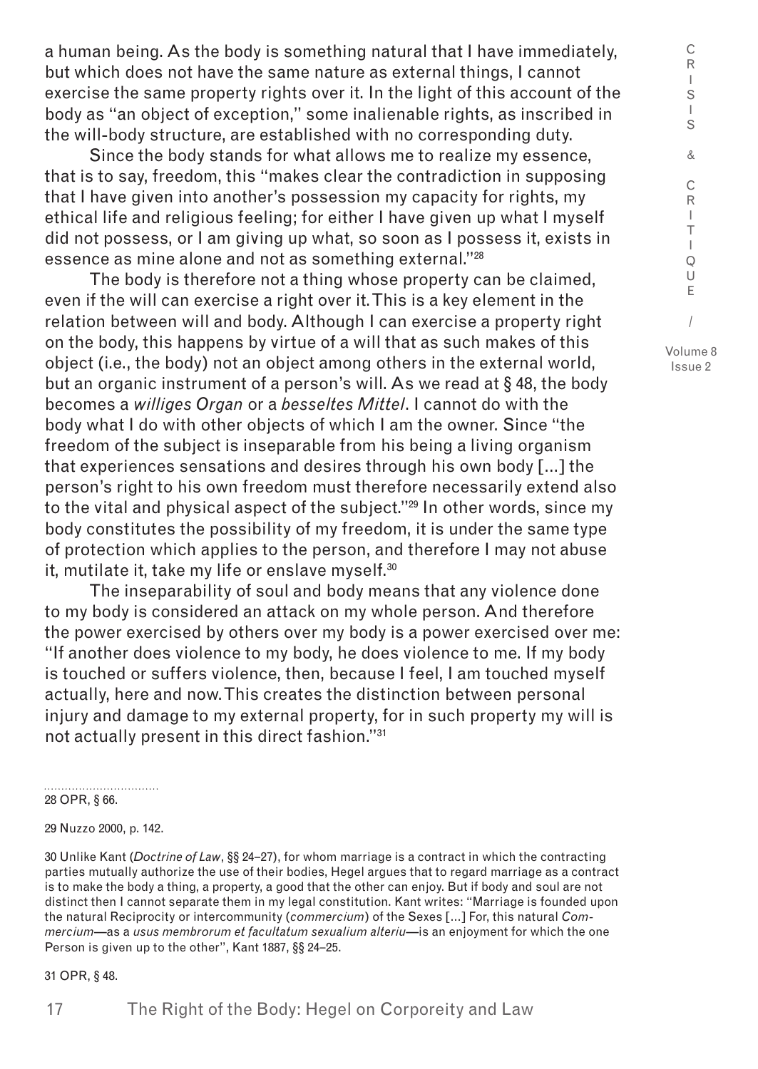a human being. As the body is something natural that I have immediately, but which does not have the same nature as external things, I cannot exercise the same property rights over it. In the light of this account of the body as "an object of exception," some inalienable rights, as inscribed in the will-body structure, are established with no corresponding duty.

Since the body stands for what allows me to realize my essence, that is to say, freedom, this "makes clear the contradiction in supposing that I have given into another's possession my capacity for rights, my ethical life and religious feeling; for either I have given up what I myself did not possess, or I am giving up what, so soon as I possess it, exists in essence as mine alone and not as something external."[28]

The body is therefore not a thing whose property can be claimed, even if the will can exercise a right over it. This is a key element in the relation between will and body. Although I can exercise a property right on the body, this happens by virtue of a will that as such makes of this object (i.e., the body) not an object among others in the external world, but an organic instrument of a person's will. As we read at § 48, the body becomes a *williges Organ* or a *beseeltes Mittel*. I cannot do with the body what I do with other objects of which I am the owner. Since "the freedom of the subject is inseparable from his being a living organism that experiences sensations and desires through his own body [...] the person's right to his own freedom must therefore necessarily extend also to the vital and physical aspect of the subject."[29] In other words, since my body constitutes the possibility of my freedom, it is under the same type of protection which applies to the person, and therefore I may not abuse it, mutilate it, take my life or enslave myself.[30]

The inseparability of soul and body means that any violence done to my body is considered an attack on my whole person. And therefore the power exercised by others over my body is a power exercised over me: "If another does violence to my body, he does violence to me. If my body is touched or suffers violence, then, because I feel, I am touched myself actually, here and now. This creates the distinction between personal injury and damage to my external property, for in such property my will is not actually present in this direct fashion."[31]

---

28 OPR, § 66.

29 Nuzzo 2000, p. 142.

30 Unlike Kant (*Doctrine of Law*, §§ 24–27), for whom marriage is a contract in which the contracting parties mutually authorize the use of their bodies, Hegel argues that to regard marriage as a contract is to make the body a thing, a property, a good that the other can enjoy. But if body and soul are not distinct then I cannot separate them in my legal constitution. Kant writes: "Marriage is founded upon the natural Reciprocity or intercommunity (*commercium*) of the Sexes [...] For, this natural *Commercium*—as a *usus membrorum et facultatum sexualium alteriu*—is an enjoyment for which the one Person is given up to the other", Kant 1887, §§ 24–25.

31 OPR, § 48.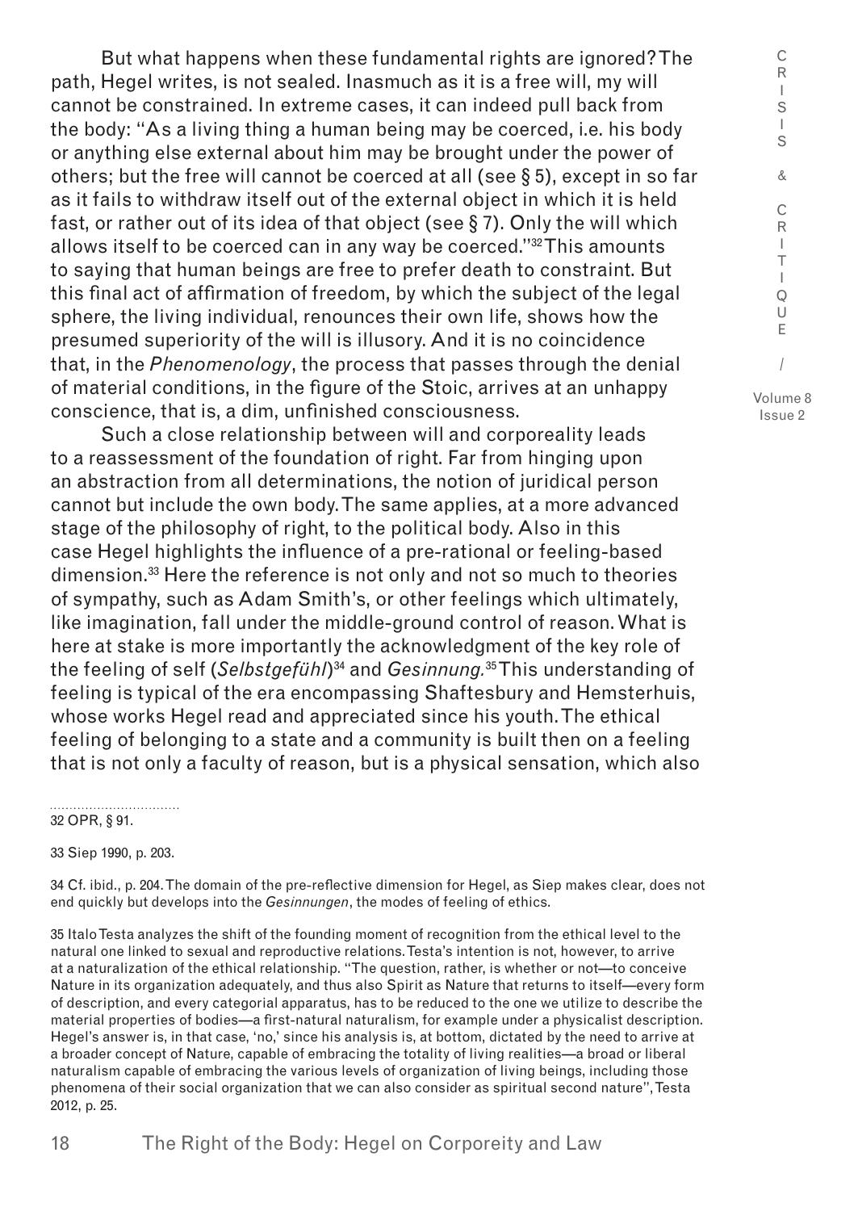But what happens when these fundamental rights are ignored? The path, Hegel writes, is not sealed. Inasmuch as it is a free will, my will cannot be constrained. In extreme cases, it can indeed pull back from the body: "As a living thing a human being may be coerced, i.e. his body or anything else external about him may be brought under the power of others; but the free will cannot be coerced at all (see § 5), except in so far as it fails to withdraw itself out of the external object in which it is held fast, or rather out of its idea of that object (see § 7). Only the will which allows itself to be coerced can in any way be coerced."[32] This amounts to saying that human beings are free to prefer death to constraint. But this final act of affirmation of freedom, by which the subject of the legal sphere, the living individual, renounces their own life, shows how the presumed superiority of the will is illusory. And it is no coincidence that, in the *Phenomenology*, the process that passes through the denial of material conditions, in the figure of the Stoic, arrives at an unhappy conscience, that is, a dim, unfinished consciousness.

Such a close relationship between will and corporeality leads to a reassessment of the foundation of right. Far from hinging upon an abstraction from all determinations, the notion of juridical person cannot but include the own body. The same applies, at a more advanced stage of the philosophy of right, to the political body. Also in this case Hegel highlights the influence of a pre-rational or feeling-based dimension.[33] Here the reference is not only and not so much to theories of sympathy, such as Adam Smith's, or other feelings which ultimately, like imagination, fall under the middle-ground control of reason. What is here at stake is more importantly the acknowledgment of the key role of the feeling of self (*Selbstgefühl*)[34] and *Gesinnung.*[35] This understanding of feeling is typical of the era encompassing Shaftesbury and Hemsterhuis, whose works Hegel read and appreciated since his youth. The ethical feeling of belonging to a state and a community is built then on a feeling that is not only a faculty of reason, but is a physical sensation, which also

---

32 OPR, § 91.

33 Siep 1990, p. 203.

34 Cf. ibid., p. 204. The domain of the pre-reflective dimension for Hegel, as Siep makes clear, does not end quickly but develops into the *Gesinnungen*, the modes of feeling of ethics.

35 Italo Testa analyzes the shift of the founding moment of recognition from the ethical level to the natural one linked to sexual and reproductive relations. Testa's intention is not, however, to arrive at a naturalization of the ethical relationship. "The question, rather, is whether or not—to conceive Nature in its organization adequately, and thus also Spirit as Nature that returns to itself—every form of description, and every categorial apparatus, has to be reduced to the one we utilize to describe the material properties of bodies—a first-natural naturalism, for example under a physicalist description. Hegel's answer is, in that case, 'no,' since his analysis is, at bottom, dictated by the need to arrive at a broader concept of Nature, capable of embracing the totality of living realities—a broad or liberal naturalism capable of embracing the various levels of organization of living beings, including those phenomena of their social organization that we can also consider as spiritual second nature", Testa 2012, p. 25.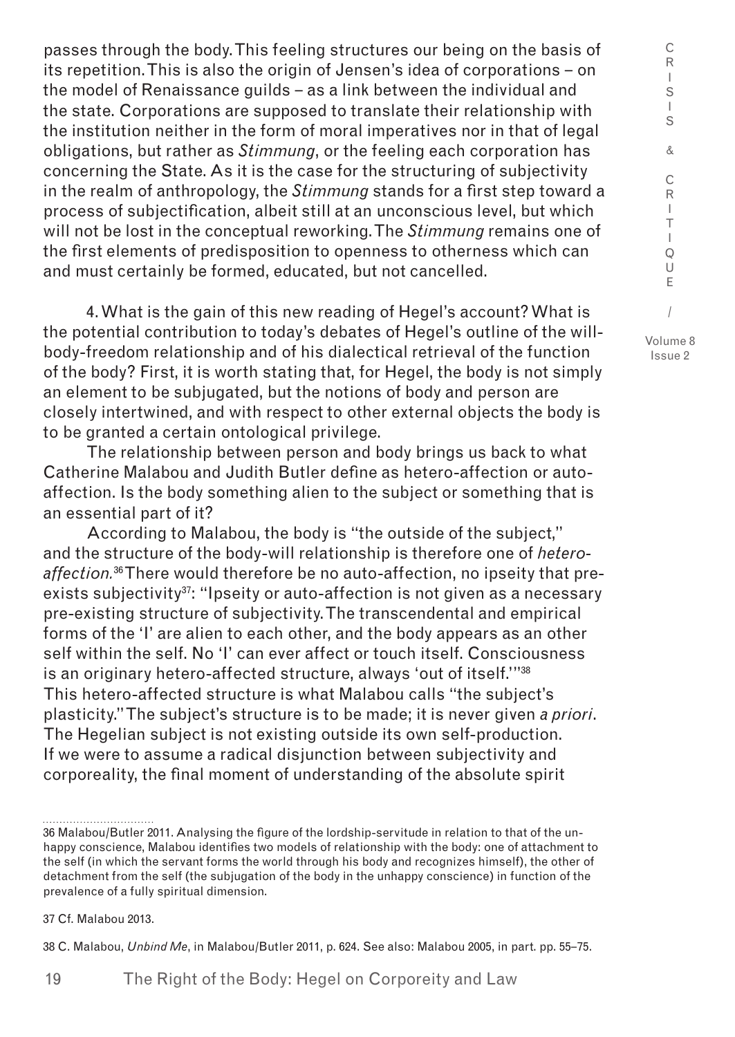passes through the body. This feeling structures our being on the basis of its repetition. This is also the origin of Jensen's idea of corporations – on the model of Renaissance guilds – as a link between the individual and the state. Corporations are supposed to translate their relationship with the institution neither in the form of moral imperatives nor in that of legal obligations, but rather as *Stimmung*, or the feeling each corporation has concerning the State. As it is the case for the structuring of subjectivity in the realm of anthropology, the *Stimmung* stands for a first step toward a process of subjectification, albeit still at an unconscious level, but which will not be lost in the conceptual reworking. The *Stimmung* remains one of the first elements of predisposition to openness to otherness which can and must certainly be formed, educated, but not cancelled.

4. What is the gain of this new reading of Hegel's account? What is the potential contribution to today's debates of Hegel's outline of the will-body-freedom relationship and of his dialectical retrieval of the function of the body? First, it is worth stating that, for Hegel, the body is not simply an element to be subjugated, but the notions of body and person are closely intertwined, and with respect to other external objects the body is to be granted a certain ontological privilege.

The relationship between person and body brings us back to what Catherine Malabou and Judith Butler define as hetero-affection or auto-affection. Is the body something alien to the subject or something that is an essential part of it?

According to Malabou, the body is "the outside of the subject," and the structure of the body-will relationship is therefore one of *hetero-affection.*[36] There would therefore be no auto-affection, no ipseity that pre-exists subjectivity[37]: "Ipseity or auto-affection is not given as a necessary pre-existing structure of subjectivity. The transcendental and empirical forms of the 'I' are alien to each other, and the body appears as an other self within the self. No 'I' can ever affect or touch itself. Consciousness is an originary hetero-affected structure, always 'out of itself.'"[38] This hetero-affected structure is what Malabou calls "the subject's plasticity." The subject's structure is to be made; it is never given *a priori*. The Hegelian subject is not existing outside its own self-production. If we were to assume a radical disjunction between subjectivity and corporeality, the final moment of understanding of the absolute spirit

---

36 Malabou/Butler 2011. Analysing the figure of the lordship-servitude in relation to that of the unhappy conscience, Malabou identifies two models of relationship with the body: one of attachment to the self (in which the servant forms the world through his body and recognizes himself), the other of detachment from the self (the subjugation of the body in the unhappy conscience) in function of the prevalence of a fully spiritual dimension.

37 Cf. Malabou 2013.

38 C. Malabou, *Unbind Me*, in Malabou/Butler 2011, p. 624. See also: Malabou 2005, in part. pp. 55–75.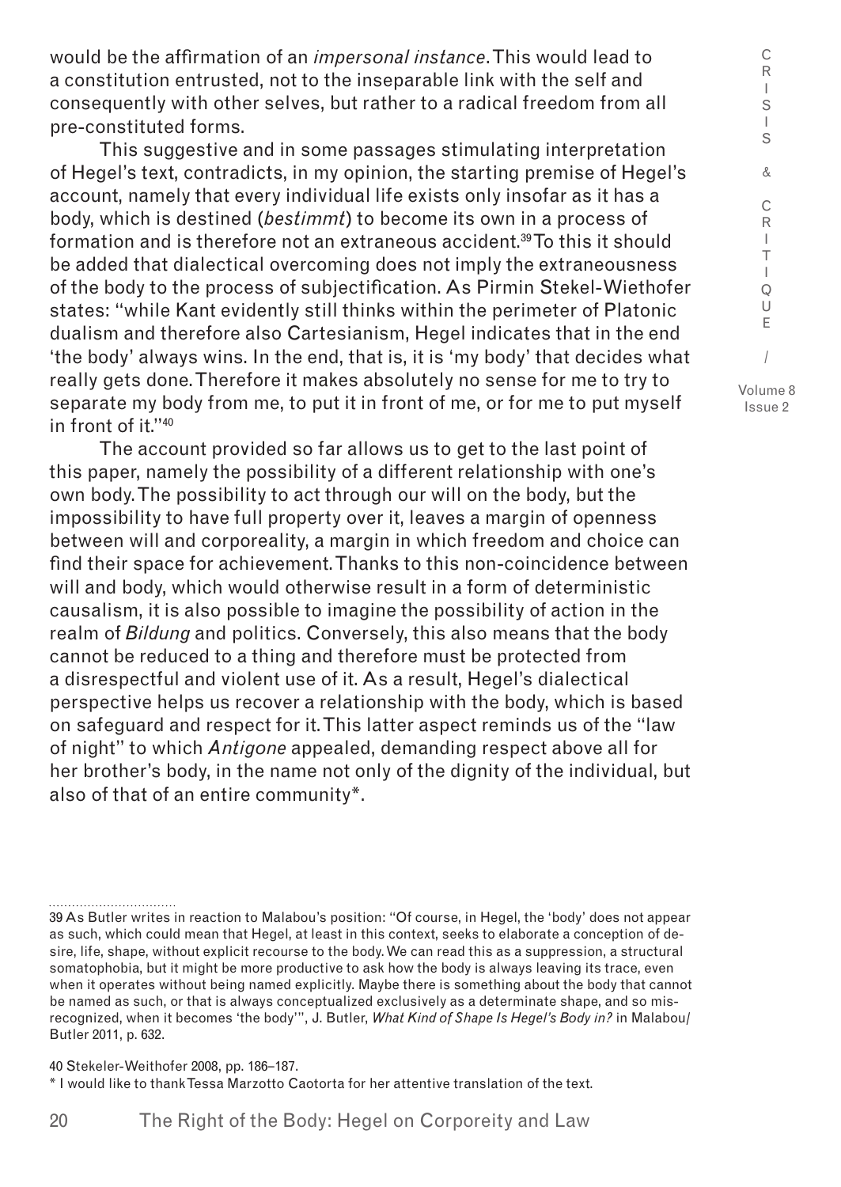would be the affirmation of an *impersonal instance*. This would lead to a constitution entrusted, not to the inseparable link with the self and consequently with other selves, but rather to a radical freedom from all pre-constituted forms.

This suggestive and in some passages stimulating interpretation of Hegel's text, contradicts, in my opinion, the starting premise of Hegel's account, namely that every individual life exists only insofar as it has a body, which is destined (*bestimmt*) to become its own in a process of formation and is therefore not an extraneous accident.[39] To this it should be added that dialectical overcoming does not imply the extraneousness of the body to the process of subjectification. As Pirmin Stekel-Wiethofer states: "while Kant evidently still thinks within the perimeter of Platonic dualism and therefore also Cartesianism, Hegel indicates that in the end 'the body' always wins. In the end, that is, it is 'my body' that decides what really gets done. Therefore it makes absolutely no sense for me to try to separate my body from me, to put it in front of me, or for me to put myself in front of it."[40]

The account provided so far allows us to get to the last point of this paper, namely the possibility of a different relationship with one's own body. The possibility to act through our will on the body, but the impossibility to have full property over it, leaves a margin of openness between will and corporeality, a margin in which freedom and choice can find their space for achievement. Thanks to this non-coincidence between will and body, which would otherwise result in a form of deterministic causalism, it is also possible to imagine the possibility of action in the realm of *Bildung* and politics. Conversely, this also means that the body cannot be reduced to a thing and therefore must be protected from a disrespectful and violent use of it. As a result, Hegel's dialectical perspective helps us recover a relationship with the body, which is based on safeguard and respect for it. This latter aspect reminds us of the "law of night" to which *Antigone* appealed, demanding respect above all for her brother's body, in the name not only of the dignity of the individual, but also of that of an entire community*.

---

39 As Butler writes in reaction to Malabou's position: "Of course, in Hegel, the 'body' does not appear as such, which could mean that Hegel, at least in this context, seeks to elaborate a conception of desire, life, shape, without explicit recourse to the body. We can read this as a suppression, a structural somatophobia, but it might be more productive to ask how the body is always leaving its trace, even when it operates without being named explicitly. Maybe there is something about the body that cannot be named as such, or that is always conceptualized exclusively as a determinate shape, and so misrecognized, when it becomes 'the body'", J. Butler, *What Kind of Shape Is Hegel's Body in?* in Malabou/Butler 2011, p. 632.

40 Stekeler-Weithofer 2008, pp. 186–187.

* I would like to thank Tessa Marzotto Caotorta for her attentive translation of the text.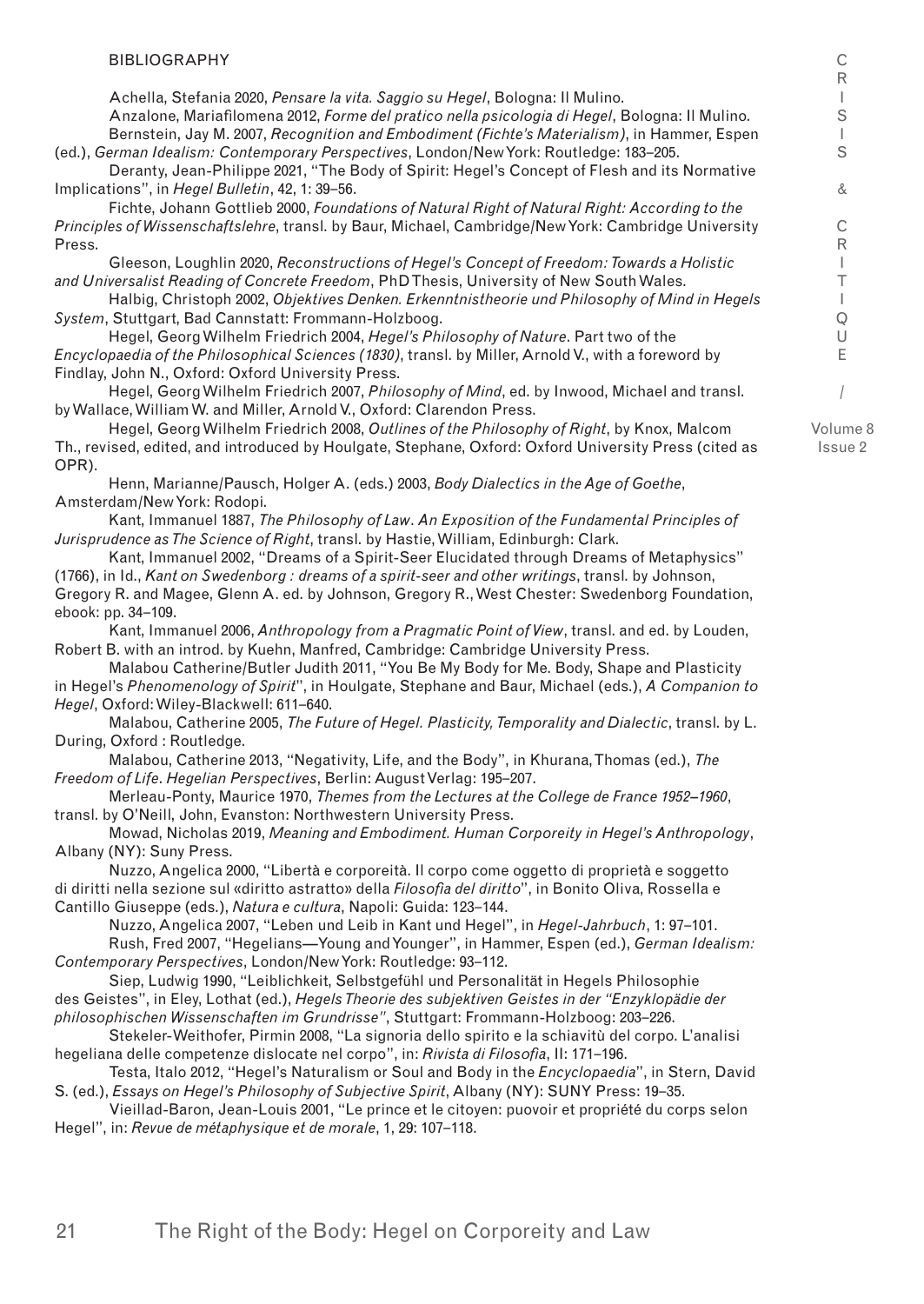## BIBLIOGRAPHY

Achella, Stefania 2020, *Pensare la vita. Saggio su Hegel*, Bologna: Il Mulino.

Anzalone, Mariafilomena 2012, *Forme del pratico nella psicologia di Hegel*, Bologna: Il Mulino.

Bernstein, Jay M. 2007, *Recognition and Embodiment (Fichte's Materialism)*, in Hammer, Espen (ed.), *German Idealism: Contemporary Perspectives*, London/New York: Routledge: 183–205.

Deranty, Jean-Philippe 2021, "The Body of Spirit: Hegel's Concept of Flesh and its Normative Implications", in *Hegel Bulletin*, 42, 1: 39–56.

Fichte, Johann Gottlieb 2000, *Foundations of Natural Right of Natural Right: According to the Principles of Wissenschaftslehre*, transl. by Baur, Michael, Cambridge/New York: Cambridge University Press.

Gleeson, Loughlin 2020, *Reconstructions of Hegel's Concept of Freedom: Towards a Holistic and Universalist Reading of Concrete Freedom*, PhD Thesis, University of New South Wales.

Halbig, Christoph 2002, *Objektives Denken. Erkenntnistheorie und Philosophy of Mind in Hegels System*, Stuttgart, Bad Cannstatt: Frommann-Holzboog.

Hegel, Georg Wilhelm Friedrich 2004, *Hegel's Philosophy of Nature*. Part two of the *Encyclopaedia of the Philosophical Sciences (1830)*, transl. by Miller, Arnold V., with a foreword by Findlay, John N., Oxford: Oxford University Press.

Hegel, Georg Wilhelm Friedrich 2007, *Philosophy of Mind*, ed. by Inwood, Michael and transl. by Wallace, William W. and Miller, Arnold V., Oxford: Clarendon Press.

Hegel, Georg Wilhelm Friedrich 2008, *Outlines of the Philosophy of Right*, by Knox, Malcom Th., revised, edited, and introduced by Houlgate, Stephane, Oxford: Oxford University Press (cited as OPR).

Henn, Marianne/Pausch, Holger A. (eds.) 2003, *Body Dialectics in the Age of Goethe*, Amsterdam/New York: Rodopi.

Kant, Immanuel 1887, *The Philosophy of Law. An Exposition of the Fundamental Principles of Jurisprudence as The Science of Right*, transl. by Hastie, William, Edinburgh: Clark.

Kant, Immanuel 2002, "Dreams of a Spirit-Seer Elucidated through Dreams of Metaphysics" (1766), in Id., *Kant on Swedenborg : dreams of a spirit-seer and other writings*, transl. by Johnson, Gregory R. and Magee, Glenn A. ed. by Johnson, Gregory R., West Chester: Swedenborg Foundation, ebook: pp. 34–109.

Kant, Immanuel 2006, *Anthropology from a Pragmatic Point of View*, transl. and ed. by Louden, Robert B. with an introd. by Kuehn, Manfred, Cambridge: Cambridge University Press.

Malabou Catherine/Butler Judith 2011, "You Be My Body for Me. Body, Shape and Plasticity in Hegel's *Phenomenology of Spirit*", in Houlgate, Stephane and Baur, Michael (eds.), *A Companion to Hegel*, Oxford: Wiley-Blackwell: 611–640.

Malabou, Catherine 2005, *The Future of Hegel. Plasticity, Temporality and Dialectic*, transl. by L. During, Oxford : Routledge.

Malabou, Catherine 2013, "Negativity, Life, and the Body", in Khurana, Thomas (ed.), *The Freedom of Life. Hegelian Perspectives*, Berlin: August Verlag: 195–207.

Merleau-Ponty, Maurice 1970, *Themes from the Lectures at the College de France 1952–1960*, transl. by O'Neill, John, Evanston: Northwestern University Press.

Mowad, Nicholas 2019, *Meaning and Embodiment. Human Corporeity in Hegel's Anthropology*, Albany (NY): Suny Press.

Nuzzo, Angelica 2000, "Libertà e corporeità. Il corpo come oggetto di proprietà e soggetto di diritti nella sezione sul «diritto astratto» della *Filosofia del diritto*", in Bonito Oliva, Rossella e Cantillo Giuseppe (eds.), *Natura e cultura*, Napoli: Guida: 123–144.

Nuzzo, Angelica 2007, "Leben und Leib in Kant und Hegel", in *Hegel-Jahrbuch*, 1: 97–101.

Rush, Fred 2007, "Hegelians—Young and Younger", in Hammer, Espen (ed.), *German Idealism: Contemporary Perspectives*, London/New York: Routledge: 93–112.

Siep, Ludwig 1990, "Leiblichkeit, Selbstgefühl und Personalität in Hegels Philosophie des Geistes", in Eley, Lothat (ed.), *Hegels Theorie des subjektiven Geistes in der "Enzyklopädie der philosophischen Wissenschaften im Grundrisse"*, Stuttgart: Frommann-Holzboog: 203–226.

Stekeler-Weithofer, Pirmin 2008, "La signoria dello spirito e la schiavitù del corpo. L'analisi hegeliana delle competenze dislocate nel corpo", in: *Rivista di Filosofia*, II: 171–196.

Testa, Italo 2012, "Hegel's Naturalism or Soul and Body in the *Encyclopaedia*", in Stern, David S. (ed.), *Essays on Hegel's Philosophy of Subjective Spirit*, Albany (NY): SUNY Press: 19–35.

Vieillad-Baron, Jean-Louis 2001, "Le prince et le citoyen: puovoir et propriété du corps selon Hegel", in: *Revue de métaphysique et de morale*, 1, 29: 107–118.